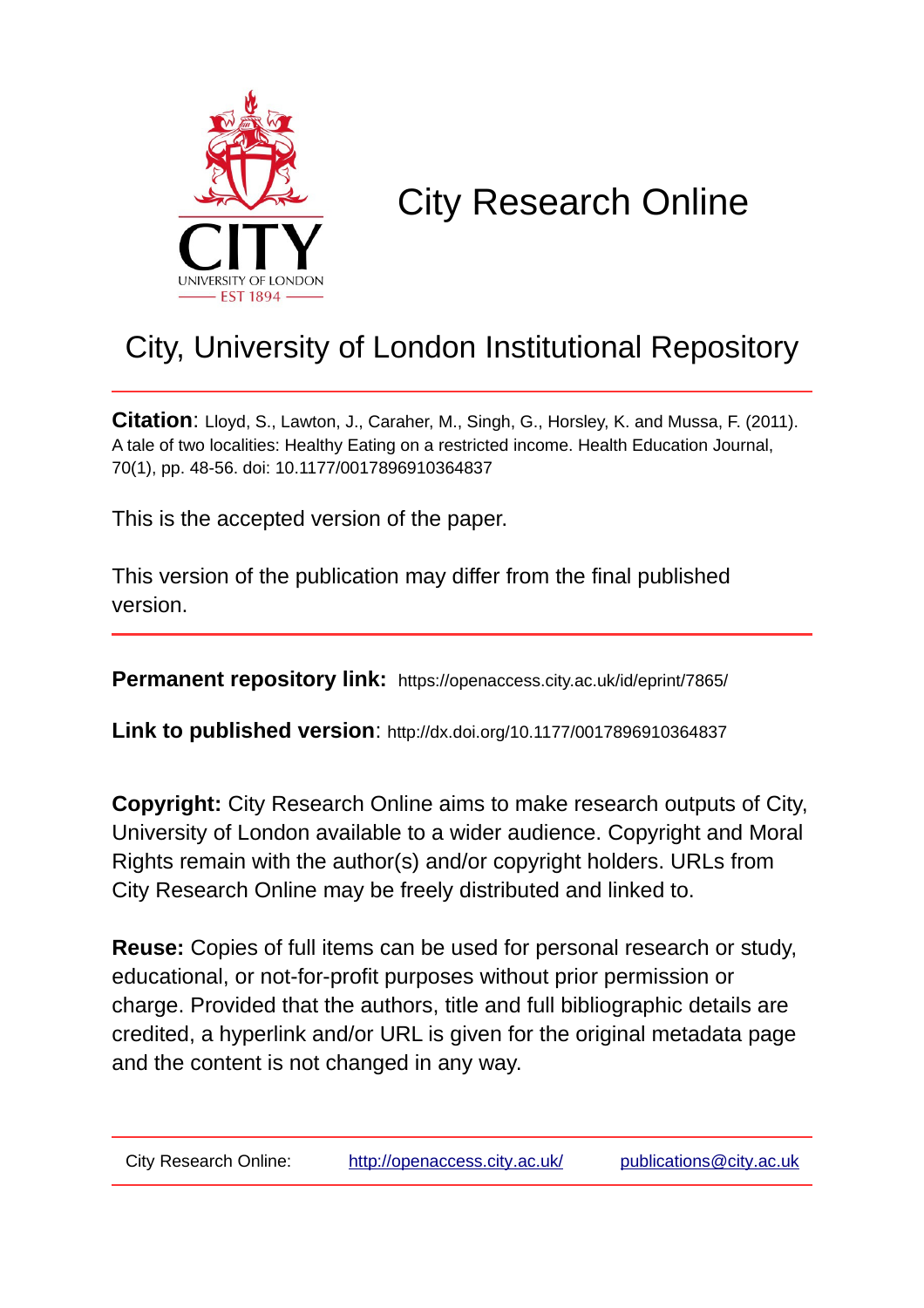# City Research Online

## City, University of London Institutional Repository

**Citation**: Lloyd, S., Lawton, J., Caraher, M., Singh, G., Horsley, K. and Mussa, F. (2011). A tale of two localities: Healthy Eating on a restricted income. Health Education Journal, 70(1), pp. 48-56. doi: 10.1177/0017896910364837

This is the accepted version of the paper.

This version of the publication may differ from the final published version.

**Permanent repository link:** https://openaccess.city.ac.uk/id/eprint/7865/

**Link to published version**: http://dx.doi.org/10.1177/0017896910364837

**Copyright:** City Research Online aims to make research outputs of City, University of London available to a wider audience. Copyright and Moral Rights remain with the author(s) and/or copyright holders. URLs from City Research Online may be freely distributed and linked to.

**Reuse:** Copies of full items can be used for personal research or study, educational, or not-for-profit purposes without prior permission or charge. Provided that the authors, title and full bibliographic details are credited, a hyperlink and/or URL is given for the original metadata page and the content is not changed in any way.

City Research Online: http://openaccess.city.ac.uk/ publications@city.ac.uk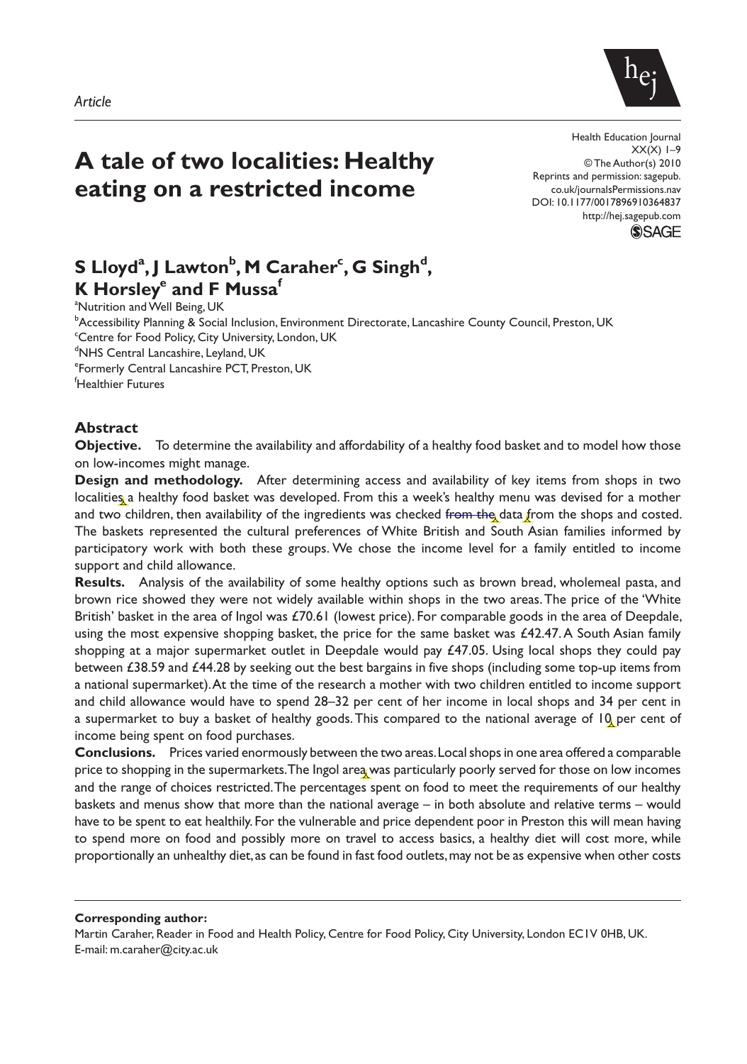*Article*

# A tale of two localities: Healthy eating on a restricted income

Health Education Journal
XX(X) 1–9
© The Author(s) 2010
Reprints and permission: sagepub.co.uk/journalsPermissions.nav
DOI: 10.1177/0017896910364837
http://hej.sagepub.com

**S Lloyd[a], J Lawton[b], M Caraher[c], G Singh[d], K Horsley[e] and F Mussa[f]**

[a]Nutrition and Well Being, UK
[b]Accessibility Planning & Social Inclusion, Environment Directorate, Lancashire County Council, Preston, UK
[c]Centre for Food Policy, City University, London, UK
[d]NHS Central Lancashire, Leyland, UK
[e]Formerly Central Lancashire PCT, Preston, UK
[f]Healthier Futures

## Abstract

**Objective.** To determine the availability and affordability of a healthy food basket and to model how those on low-incomes might manage.

**Design and methodology.** After determining access and availability of key items from shops in two localities a healthy food basket was developed. From this a week's healthy menu was devised for a mother and two children, then availability of the ingredients was checked from the data from the shops and costed. The baskets represented the cultural preferences of White British and South Asian families informed by participatory work with both these groups. We chose the income level for a family entitled to income support and child allowance.

**Results.** Analysis of the availability of some healthy options such as brown bread, wholemeal pasta, and brown rice showed they were not widely available within shops in the two areas. The price of the 'White British' basket in the area of Ingol was £70.61 (lowest price). For comparable goods in the area of Deepdale, using the most expensive shopping basket, the price for the same basket was £42.47. A South Asian family shopping at a major supermarket outlet in Deepdale would pay £47.05. Using local shops they could pay between £38.59 and £44.28 by seeking out the best bargains in five shops (including some top-up items from a national supermarket). At the time of the research a mother with two children entitled to income support and child allowance would have to spend 28–32 per cent of her income in local shops and 34 per cent in a supermarket to buy a basket of healthy goods. This compared to the national average of 10 per cent of income being spent on food purchases.

**Conclusions.** Prices varied enormously between the two areas. Local shops in one area offered a comparable price to shopping in the supermarkets. The Ingol area was particularly poorly served for those on low incomes and the range of choices restricted. The percentages spent on food to meet the requirements of our healthy baskets and menus show that more than the national average – in both absolute and relative terms – would have to be spent to eat healthily. For the vulnerable and price dependent poor in Preston this will mean having to spend more on food and possibly more on travel to access basics, a healthy diet will cost more, while proportionally an unhealthy diet, as can be found in fast food outlets, may not be as expensive when other costs

**Corresponding author:**
Martin Caraher, Reader in Food and Health Policy, Centre for Food Policy, City University, London EC1V 0HB, UK.
E-mail: m.caraher@city.ac.uk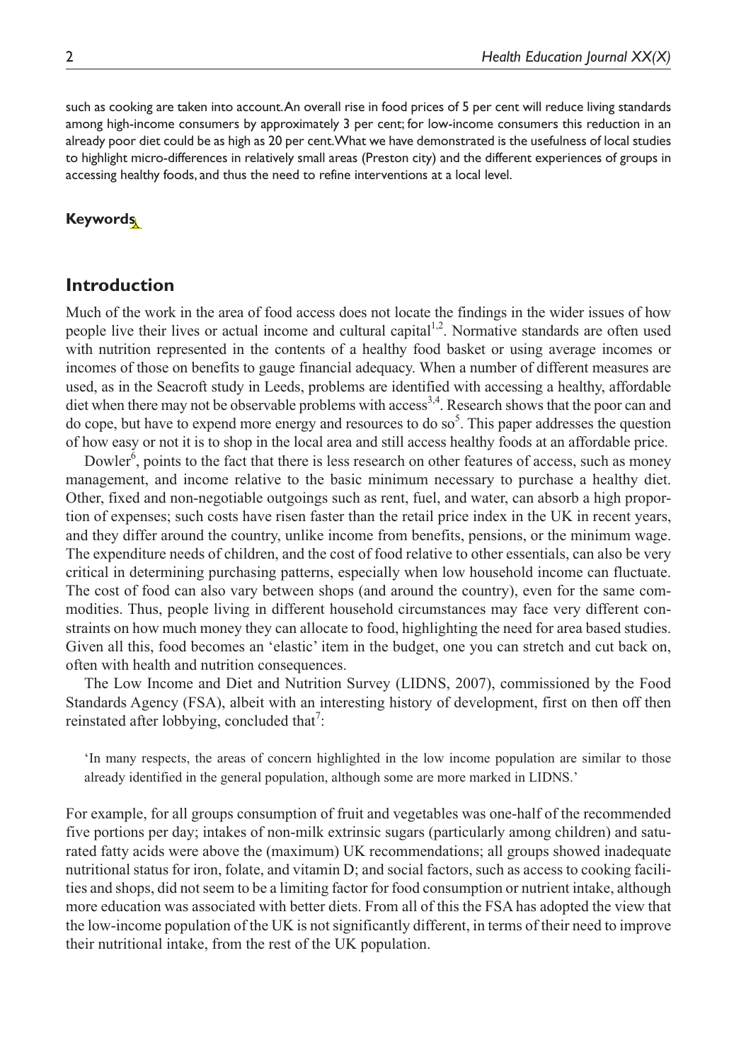such as cooking are taken into account. An overall rise in food prices of 5 per cent will reduce living standards among high-income consumers by approximately 3 per cent; for low-income consumers this reduction in an already poor diet could be as high as 20 per cent. What we have demonstrated is the usefulness of local studies to highlight micro-differences in relatively small areas (Preston city) and the different experiences of groups in accessing healthy foods, and thus the need to refine interventions at a local level.

**Keywords**

## Introduction

Much of the work in the area of food access does not locate the findings in the wider issues of how people live their lives or actual income and cultural capital[1,2]. Normative standards are often used with nutrition represented in the contents of a healthy food basket or using average incomes or incomes of those on benefits to gauge financial adequacy. When a number of different measures are used, as in the Seacroft study in Leeds, problems are identified with accessing a healthy, affordable diet when there may not be observable problems with access[3,4]. Research shows that the poor can and do cope, but have to expend more energy and resources to do so[5]. This paper addresses the question of how easy or not it is to shop in the local area and still access healthy foods at an affordable price.

Dowler[6], points to the fact that there is less research on other features of access, such as money management, and income relative to the basic minimum necessary to purchase a healthy diet. Other, fixed and non-negotiable outgoings such as rent, fuel, and water, can absorb a high proportion of expenses; such costs have risen faster than the retail price index in the UK in recent years, and they differ around the country, unlike income from benefits, pensions, or the minimum wage. The expenditure needs of children, and the cost of food relative to other essentials, can also be very critical in determining purchasing patterns, especially when low household income can fluctuate. The cost of food can also vary between shops (and around the country), even for the same commodities. Thus, people living in different household circumstances may face very different constraints on how much money they can allocate to food, highlighting the need for area based studies. Given all this, food becomes an 'elastic' item in the budget, one you can stretch and cut back on, often with health and nutrition consequences.

The Low Income and Diet and Nutrition Survey (LIDNS, 2007), commissioned by the Food Standards Agency (FSA), albeit with an interesting history of development, first on then off then reinstated after lobbying, concluded that[7]:

> 'In many respects, the areas of concern highlighted in the low income population are similar to those already identified in the general population, although some are more marked in LIDNS.'

For example, for all groups consumption of fruit and vegetables was one-half of the recommended five portions per day; intakes of non-milk extrinsic sugars (particularly among children) and saturated fatty acids were above the (maximum) UK recommendations; all groups showed inadequate nutritional status for iron, folate, and vitamin D; and social factors, such as access to cooking facilities and shops, did not seem to be a limiting factor for food consumption or nutrient intake, although more education was associated with better diets. From all of this the FSA has adopted the view that the low-income population of the UK is not significantly different, in terms of their need to improve their nutritional intake, from the rest of the UK population.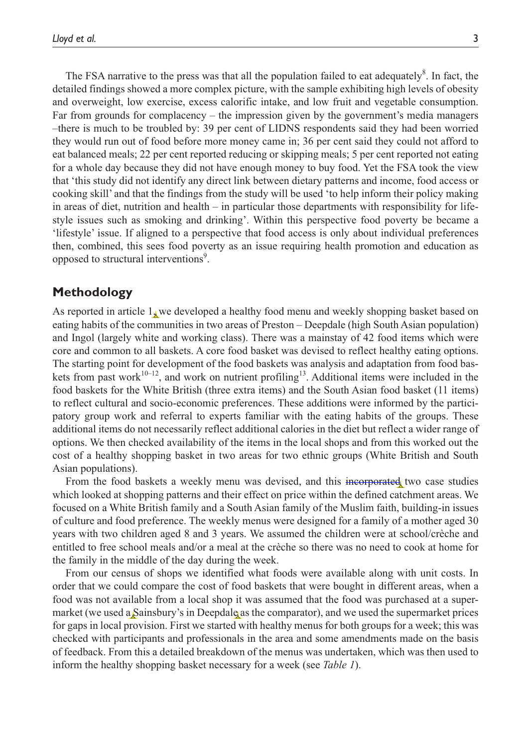The FSA narrative to the press was that all the population failed to eat adequately[8]. In fact, the detailed findings showed a more complex picture, with the sample exhibiting high levels of obesity and overweight, low exercise, excess calorific intake, and low fruit and vegetable consumption. Far from grounds for complacency – the impression given by the government's media managers –there is much to be troubled by: 39 per cent of LIDNS respondents said they had been worried they would run out of food before more money came in; 36 per cent said they could not afford to eat balanced meals; 22 per cent reported reducing or skipping meals; 5 per cent reported not eating for a whole day because they did not have enough money to buy food. Yet the FSA took the view that 'this study did not identify any direct link between dietary patterns and income, food access or cooking skill' and that the findings from the study will be used 'to help inform their policy making in areas of diet, nutrition and health – in particular those departments with responsibility for lifestyle issues such as smoking and drinking'. Within this perspective food poverty be became a 'lifestyle' issue. If aligned to a perspective that food access is only about individual preferences then, combined, this sees food poverty as an issue requiring health promotion and education as opposed to structural interventions[9].

## Methodology

As reported in article 1, we developed a healthy food menu and weekly shopping basket based on eating habits of the communities in two areas of Preston – Deepdale (high South Asian population) and Ingol (largely white and working class). There was a mainstay of 42 food items which were core and common to all baskets. A core food basket was devised to reflect healthy eating options. The starting point for development of the food baskets was analysis and adaptation from food baskets from past work[10–12], and work on nutrient profiling[13]. Additional items were included in the food baskets for the White British (three extra items) and the South Asian food basket (11 items) to reflect cultural and socio-economic preferences. These additions were informed by the participatory group work and referral to experts familiar with the eating habits of the groups. These additional items do not necessarily reflect additional calories in the diet but reflect a wider range of options. We then checked availability of the items in the local shops and from this worked out the cost of a healthy shopping basket in two areas for two ethnic groups (White British and South Asian populations).

From the food baskets a weekly menu was devised, and this ~~incorporated~~ two case studies which looked at shopping patterns and their effect on price within the defined catchment areas. We focused on a White British family and a South Asian family of the Muslim faith, building-in issues of culture and food preference. The weekly menus were designed for a family of a mother aged 30 years with two children aged 8 and 3 years. We assumed the children were at school/crèche and entitled to free school meals and/or a meal at the crèche so there was no need to cook at home for the family in the middle of the day during the week.

From our census of shops we identified what foods were available along with unit costs. In order that we could compare the cost of food baskets that were bought in different areas, when a food was not available from a local shop it was assumed that the food was purchased at a supermarket (we used a Sainsbury's in Deepdale as the comparator), and we used the supermarket prices for gaps in local provision. First we started with healthy menus for both groups for a week; this was checked with participants and professionals in the area and some amendments made on the basis of feedback. From this a detailed breakdown of the menus was undertaken, which was then used to inform the healthy shopping basket necessary for a week (see *Table 1*).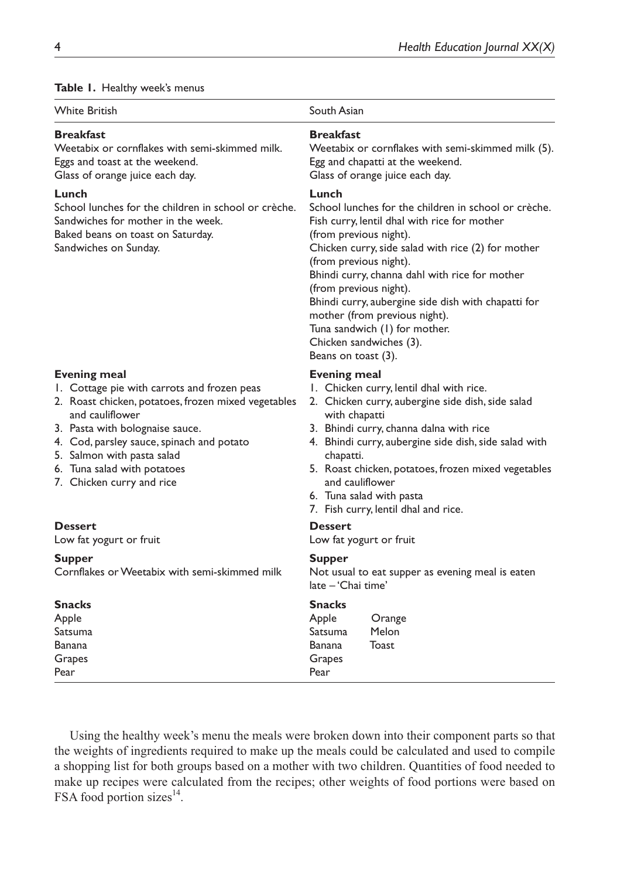**Table 1.** Healthy week's menus

| White British | South Asian |
|---|---|
| **Breakfast**<br>Weetabix or cornflakes with semi-skimmed milk.<br>Eggs and toast at the weekend.<br>Glass of orange juice each day. | **Breakfast**<br>Weetabix or cornflakes with semi-skimmed milk (5).<br>Egg and chapatti at the weekend.<br>Glass of orange juice each day. |
| **Lunch**<br>School lunches for the children in school or crèche.<br>Sandwiches for mother in the week.<br>Baked beans on toast on Saturday.<br>Sandwiches on Sunday. | **Lunch**<br>School lunches for the children in school or crèche.<br>Fish curry, lentil dhal with rice for mother (from previous night).<br>Chicken curry, side salad with rice (2) for mother (from previous night).<br>Bhindi curry, channa dahl with rice for mother (from previous night).<br>Bhindi curry, aubergine side dish with chapatti for mother (from previous night).<br>Tuna sandwich (1) for mother.<br>Chicken sandwiches (3).<br>Beans on toast (3). |
| **Evening meal**<br>1. Cottage pie with carrots and frozen peas<br>2. Roast chicken, potatoes, frozen mixed vegetables and cauliflower<br>3. Pasta with bolognaise sauce.<br>4. Cod, parsley sauce, spinach and potato<br>5. Salmon with pasta salad<br>6. Tuna salad with potatoes<br>7. Chicken curry and rice | **Evening meal**<br>1. Chicken curry, lentil dhal with rice.<br>2. Chicken curry, aubergine side dish, side salad with chapatti<br>3. Bhindi curry, channa dalna with rice<br>4. Bhindi curry, aubergine side dish, side salad with chapatti.<br>5. Roast chicken, potatoes, frozen mixed vegetables and cauliflower<br>6. Tuna salad with pasta<br>7. Fish curry, lentil dhal and rice. |
| **Dessert**<br>Low fat yogurt or fruit | **Dessert**<br>Low fat yogurt or fruit |
| **Supper**<br>Cornflakes or Weetabix with semi-skimmed milk | **Supper**<br>Not usual to eat supper as evening meal is eaten late – 'Chai time' |
| **Snacks**<br>Apple<br>Satsuma<br>Banana<br>Grapes<br>Pear | **Snacks**<br>Apple, Orange<br>Satsuma, Melon<br>Banana, Toast<br>Grapes<br>Pear |

Using the healthy week's menu the meals were broken down into their component parts so that the weights of ingredients required to make up the meals could be calculated and used to compile a shopping list for both groups based on a mother with two children. Quantities of food needed to make up recipes were calculated from the recipes; other weights of food portions were based on FSA food portion sizes[14].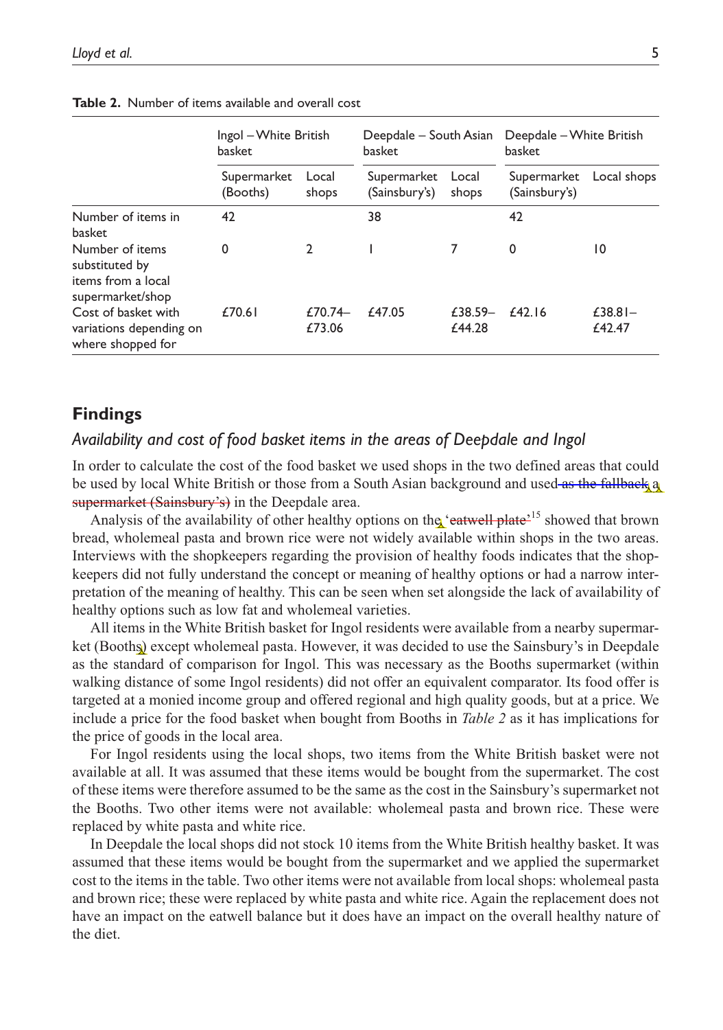**Table 2.** Number of items available and overall cost

| | Ingol – White British basket | | Deepdale – South Asian basket | | Deepdale – White British basket | |
|---|---|---|---|---|---|---|
| | Supermarket (Booths) | Local shops | Supermarket (Sainsbury's) | Local shops | Supermarket (Sainsbury's) | Local shops |
| Number of items in basket | 42 | | 38 | | 42 | |
| Number of items substituted by items from a local supermarket/shop | 0 | 2 | 1 | 7 | 0 | 10 |
| Cost of basket with variations depending on where shopped for | £70.61 | £70.74–£73.06 | £47.05 | £38.59–£44.28 | £42.16 | £38.81–£42.47 |

## Findings

### *Availability and cost of food basket items in the areas of Deepdale and Ingol*

In order to calculate the cost of the food basket we used shops in the two defined areas that could be used by local White British or those from a South Asian background and used as the fallback a supermarket (Sainsbury's) in the Deepdale area.

Analysis of the availability of other healthy options on the 'eatwell plate'[15] showed that brown bread, wholemeal pasta and brown rice were not widely available within shops in the two areas. Interviews with the shopkeepers regarding the provision of healthy foods indicates that the shopkeepers did not fully understand the concept or meaning of healthy options or had a narrow interpretation of the meaning of healthy. This can be seen when set alongside the lack of availability of healthy options such as low fat and wholemeal varieties.

All items in the White British basket for Ingol residents were available from a nearby supermarket (Booths) except wholemeal pasta. However, it was decided to use the Sainsbury's in Deepdale as the standard of comparison for Ingol. This was necessary as the Booths supermarket (within walking distance of some Ingol residents) did not offer an equivalent comparator. Its food offer is targeted at a monied income group and offered regional and high quality goods, but at a price. We include a price for the food basket when bought from Booths in *Table 2* as it has implications for the price of goods in the local area.

For Ingol residents using the local shops, two items from the White British basket were not available at all. It was assumed that these items would be bought from the supermarket. The cost of these items were therefore assumed to be the same as the cost in the Sainsbury's supermarket not the Booths. Two other items were not available: wholemeal pasta and brown rice. These were replaced by white pasta and white rice.

In Deepdale the local shops did not stock 10 items from the White British healthy basket. It was assumed that these items would be bought from the supermarket and we applied the supermarket cost to the items in the table. Two other items were not available from local shops: wholemeal pasta and brown rice; these were replaced by white pasta and white rice. Again the replacement does not have an impact on the eatwell balance but it does have an impact on the overall healthy nature of the diet.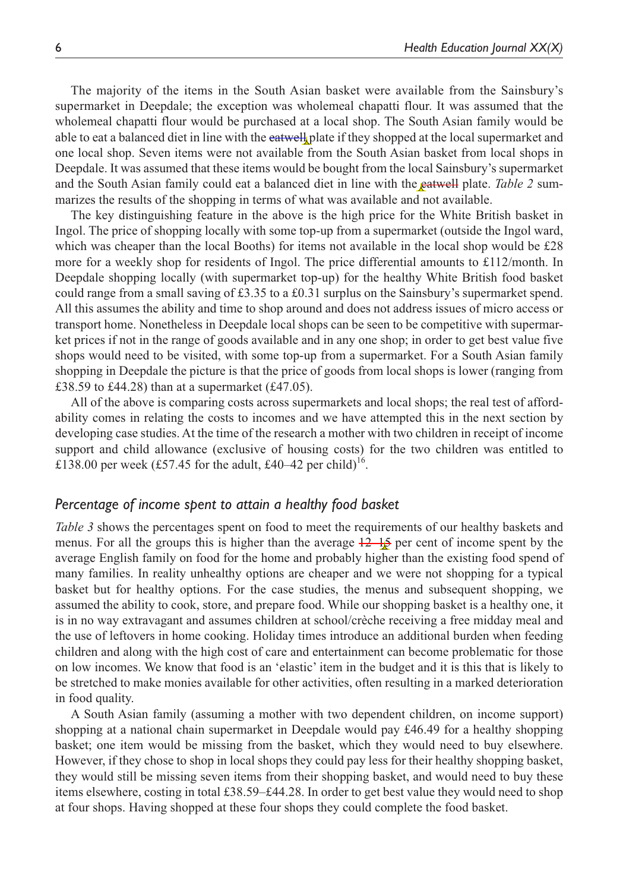The majority of the items in the South Asian basket were available from the Sainsbury's supermarket in Deepdale; the exception was wholemeal chapatti flour. It was assumed that the wholemeal chapatti flour would be purchased at a local shop. The South Asian family would be able to eat a balanced diet in line with the eatwell plate if they shopped at the local supermarket and one local shop. Seven items were not available from the South Asian basket from local shops in Deepdale. It was assumed that these items would be bought from the local Sainsbury's supermarket and the South Asian family could eat a balanced diet in line with the eatwell plate. *Table 2* summarizes the results of the shopping in terms of what was available and not available.

The key distinguishing feature in the above is the high price for the White British basket in Ingol. The price of shopping locally with some top-up from a supermarket (outside the Ingol ward, which was cheaper than the local Booths) for items not available in the local shop would be £28 more for a weekly shop for residents of Ingol. The price differential amounts to £112/month. In Deepdale shopping locally (with supermarket top-up) for the healthy White British food basket could range from a small saving of £3.35 to a £0.31 surplus on the Sainsbury's supermarket spend. All this assumes the ability and time to shop around and does not address issues of micro access or transport home. Nonetheless in Deepdale local shops can be seen to be competitive with supermarket prices if not in the range of goods available and in any one shop; in order to get best value five shops would need to be visited, with some top-up from a supermarket. For a South Asian family shopping in Deepdale the picture is that the price of goods from local shops is lower (ranging from £38.59 to £44.28) than at a supermarket (£47.05).

All of the above is comparing costs across supermarkets and local shops; the real test of affordability comes in relating the costs to incomes and we have attempted this in the next section by developing case studies. At the time of the research a mother with two children in receipt of income support and child allowance (exclusive of housing costs) for the two children was entitled to £138.00 per week (£57.45 for the adult, £40–42 per child)[16].

## *Percentage of income spent to attain a healthy food basket*

*Table 3* shows the percentages spent on food to meet the requirements of our healthy baskets and menus. For all the groups this is higher than the average 12–15 per cent of income spent by the average English family on food for the home and probably higher than the existing food spend of many families. In reality unhealthy options are cheaper and we were not shopping for a typical basket but for healthy options. For the case studies, the menus and subsequent shopping, we assumed the ability to cook, store, and prepare food. While our shopping basket is a healthy one, it is in no way extravagant and assumes children at school/crèche receiving a free midday meal and the use of leftovers in home cooking. Holiday times introduce an additional burden when feeding children and along with the high cost of care and entertainment can become problematic for those on low incomes. We know that food is an 'elastic' item in the budget and it is this that is likely to be stretched to make monies available for other activities, often resulting in a marked deterioration in food quality.

A South Asian family (assuming a mother with two dependent children, on income support) shopping at a national chain supermarket in Deepdale would pay £46.49 for a healthy shopping basket; one item would be missing from the basket, which they would need to buy elsewhere. However, if they chose to shop in local shops they could pay less for their healthy shopping basket, they would still be missing seven items from their shopping basket, and would need to buy these items elsewhere, costing in total £38.59–£44.28. In order to get best value they would need to shop at four shops. Having shopped at these four shops they could complete the food basket.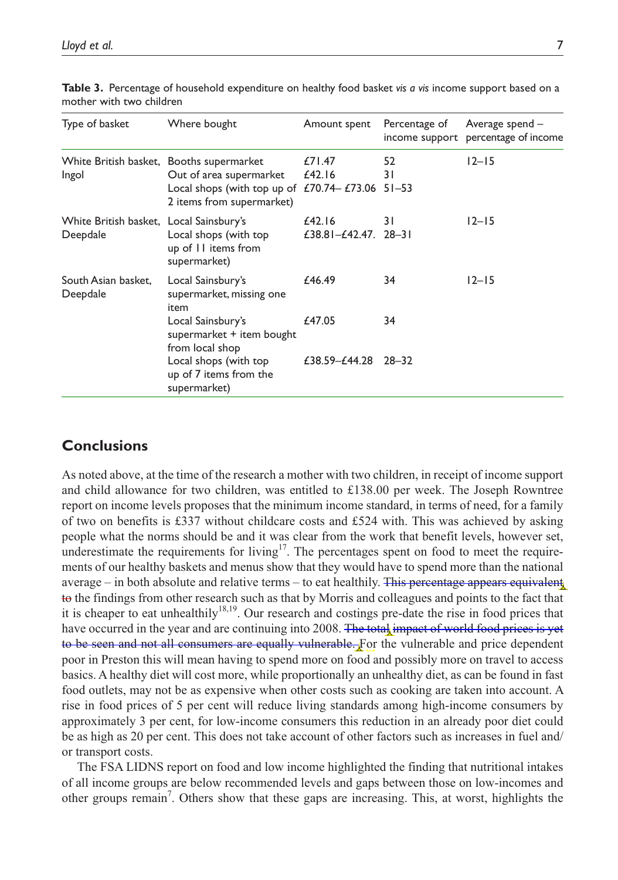**Table 3.** Percentage of household expenditure on healthy food basket *vis a vis* income support based on a mother with two children

| Type of basket | Where bought | Amount spent | Percentage of income support | Average spend – percentage of income |
|---|---|---|---|---|
| White British basket, Ingol | Booths supermarket | £71.47 | 52 | 12–15 |
| | Out of area supermarket | £42.16 | 31 | |
| | Local shops (with top up of 2 items from supermarket) | £70.74– £73.06 | 51–53 | |
| White British basket, Deepdale | Local Sainsbury's | £42.16 | 31 | 12–15 |
| | Local shops (with top up of 11 items from supermarket) | £38.81–£42.47. | 28–31 | |
| South Asian basket, Deepdale | Local Sainsbury's supermarket, missing one item | £46.49 | 34 | 12–15 |
| | Local Sainsbury's supermarket + item bought from local shop | £47.05 | 34 | |
| | Local shops (with top up of 7 items from the supermarket) | £38.59–£44.28 | 28–32 | |

## Conclusions

As noted above, at the time of the research a mother with two children, in receipt of income support and child allowance for two children, was entitled to £138.00 per week. The Joseph Rowntree report on income levels proposes that the minimum income standard, in terms of need, for a family of two on benefits is £337 without childcare costs and £524 with. This was achieved by asking people what the norms should be and it was clear from the work that benefit levels, however set, underestimate the requirements for living[17]. The percentages spent on food to meet the requirements of our healthy baskets and menus show that they would have to spend more than the national average – in both absolute and relative terms – to eat healthily. ~~This percentage appears equivalent to~~ the findings from other research such as that by Morris and colleagues and points to the fact that it is cheaper to eat unhealthily[18,19]. Our research and costings pre-date the rise in food prices that have occurred in the year and are continuing into 2008. ~~The total impact of world food prices is yet to be seen and not all consumers are equally vulnerable.~~ For the vulnerable and price dependent poor in Preston this will mean having to spend more on food and possibly more on travel to access basics. A healthy diet will cost more, while proportionally an unhealthy diet, as can be found in fast food outlets, may not be as expensive when other costs such as cooking are taken into account. A rise in food prices of 5 per cent will reduce living standards among high-income consumers by approximately 3 per cent, for low-income consumers this reduction in an already poor diet could be as high as 20 per cent. This does not take account of other factors such as increases in fuel and/or transport costs.

The FSA LIDNS report on food and low income highlighted the finding that nutritional intakes of all income groups are below recommended levels and gaps between those on low-incomes and other groups remain[7]. Others show that these gaps are increasing. This, at worst, highlights the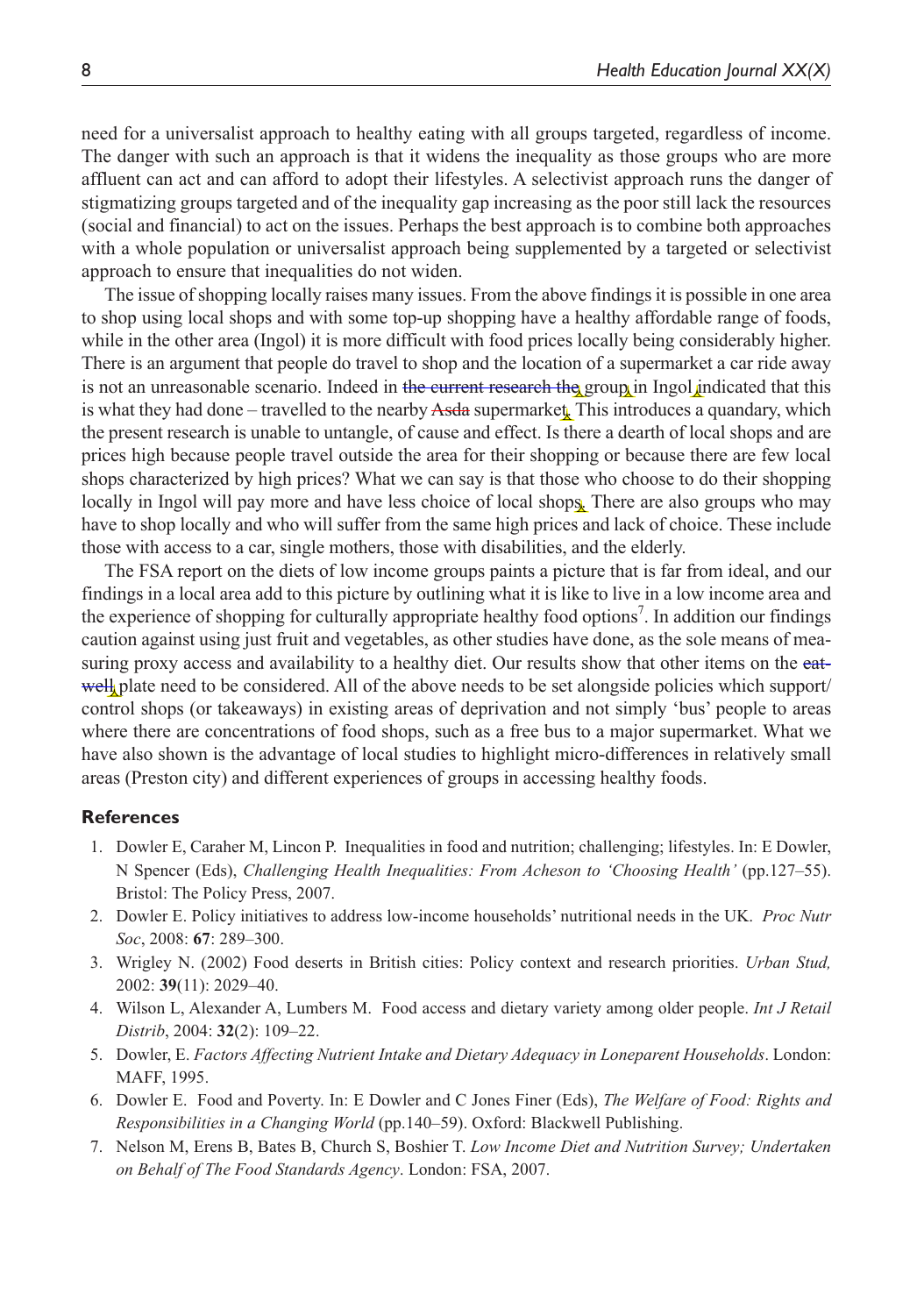need for a universalist approach to healthy eating with all groups targeted, regardless of income. The danger with such an approach is that it widens the inequality as those groups who are more affluent can act and can afford to adopt their lifestyles. A selectivist approach runs the danger of stigmatizing groups targeted and of the inequality gap increasing as the poor still lack the resources (social and financial) to act on the issues. Perhaps the best approach is to combine both approaches with a whole population or universalist approach being supplemented by a targeted or selectivist approach to ensure that inequalities do not widen.

The issue of shopping locally raises many issues. From the above findings it is possible in one area to shop using local shops and with some top-up shopping have a healthy affordable range of foods, while in the other area (Ingol) it is more difficult with food prices locally being considerably higher. There is an argument that people do travel to shop and the location of a supermarket a car ride away is not an unreasonable scenario. Indeed in ~~the current research the~~ group in Ingol indicated that this is what they had done – travelled to the nearby ~~Asda~~ supermarket. This introduces a quandary, which the present research is unable to untangle, of cause and effect. Is there a dearth of local shops and are prices high because people travel outside the area for their shopping or because there are few local shops characterized by high prices? What we can say is that those who choose to do their shopping locally in Ingol will pay more and have less choice of local shops. There are also groups who may have to shop locally and who will suffer from the same high prices and lack of choice. These include those with access to a car, single mothers, those with disabilities, and the elderly.

The FSA report on the diets of low income groups paints a picture that is far from ideal, and our findings in a local area add to this picture by outlining what it is like to live in a low income area and the experience of shopping for culturally appropriate healthy food options[7]. In addition our findings caution against using just fruit and vegetables, as other studies have done, as the sole means of measuring proxy access and availability to a healthy diet. Our results show that other items on the ~~eat-well~~ plate need to be considered. All of the above needs to be set alongside policies which support/control shops (or takeaways) in existing areas of deprivation and not simply 'bus' people to areas where there are concentrations of food shops, such as a free bus to a major supermarket. What we have also shown is the advantage of local studies to highlight micro-differences in relatively small areas (Preston city) and different experiences of groups in accessing healthy foods.

## References

1. Dowler E, Caraher M, Lincon P. Inequalities in food and nutrition; challenging; lifestyles. In: E Dowler, N Spencer (Eds), *Challenging Health Inequalities: From Acheson to 'Choosing Health'* (pp.127–55). Bristol: The Policy Press, 2007.
2. Dowler E. Policy initiatives to address low-income households' nutritional needs in the UK. *Proc Nutr Soc*, 2008: **67**: 289–300.
3. Wrigley N. (2002) Food deserts in British cities: Policy context and research priorities. *Urban Stud,* 2002: **39**(11): 2029–40.
4. Wilson L, Alexander A, Lumbers M. Food access and dietary variety among older people. *Int J Retail Distrib*, 2004: **32**(2): 109–22.
5. Dowler, E. *Factors Affecting Nutrient Intake and Dietary Adequacy in Loneparent Households*. London: MAFF, 1995.
6. Dowler E. Food and Poverty. In: E Dowler and C Jones Finer (Eds), *The Welfare of Food: Rights and Responsibilities in a Changing World* (pp.140–59). Oxford: Blackwell Publishing.
7. Nelson M, Erens B, Bates B, Church S, Boshier T. *Low Income Diet and Nutrition Survey; Undertaken on Behalf of The Food Standards Agency*. London: FSA, 2007.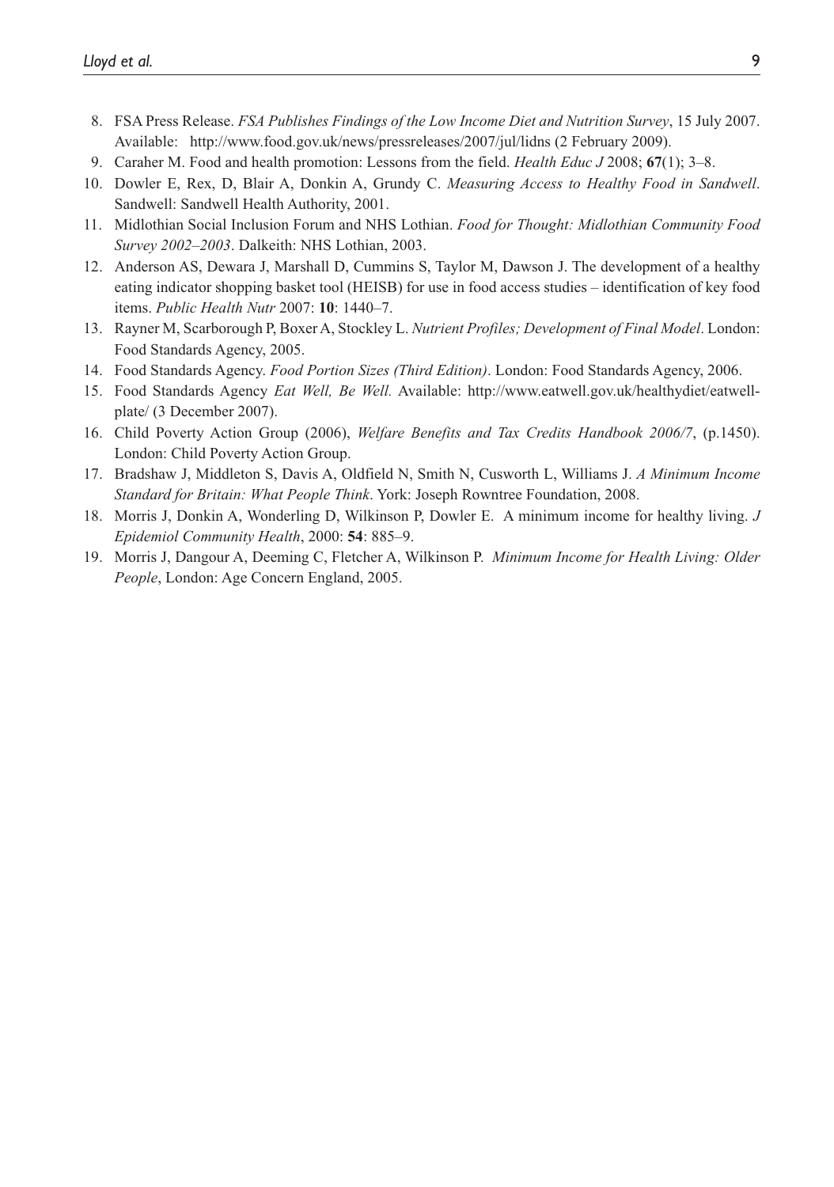8. FSA Press Release. *FSA Publishes Findings of the Low Income Diet and Nutrition Survey*, 15 July 2007. Available: http://www.food.gov.uk/news/pressreleases/2007/jul/lidns (2 February 2009).
9. Caraher M. Food and health promotion: Lessons from the field. *Health Educ J* 2008; **67**(1); 3–8.
10. Dowler E, Rex, D, Blair A, Donkin A, Grundy C. *Measuring Access to Healthy Food in Sandwell*. Sandwell: Sandwell Health Authority, 2001.
11. Midlothian Social Inclusion Forum and NHS Lothian. *Food for Thought: Midlothian Community Food Survey 2002–2003*. Dalkeith: NHS Lothian, 2003.
12. Anderson AS, Dewara J, Marshall D, Cummins S, Taylor M, Dawson J. The development of a healthy eating indicator shopping basket tool (HEISB) for use in food access studies – identification of key food items. *Public Health Nutr* 2007: **10**: 1440–7.
13. Rayner M, Scarborough P, Boxer A, Stockley L. *Nutrient Profiles; Development of Final Model*. London: Food Standards Agency, 2005.
14. Food Standards Agency. *Food Portion Sizes (Third Edition)*. London: Food Standards Agency, 2006.
15. Food Standards Agency *Eat Well, Be Well.* Available: http://www.eatwell.gov.uk/healthydiet/eatwellplate/ (3 December 2007).
16. Child Poverty Action Group (2006), *Welfare Benefits and Tax Credits Handbook 2006/7*, (p.1450). London: Child Poverty Action Group.
17. Bradshaw J, Middleton S, Davis A, Oldfield N, Smith N, Cusworth L, Williams J. *A Minimum Income Standard for Britain: What People Think*. York: Joseph Rowntree Foundation, 2008.
18. Morris J, Donkin A, Wonderling D, Wilkinson P, Dowler E. A minimum income for healthy living. *J Epidemiol Community Health*, 2000: **54**: 885–9.
19. Morris J, Dangour A, Deeming C, Fletcher A, Wilkinson P. *Minimum Income for Health Living: Older People*, London: Age Concern England, 2005.